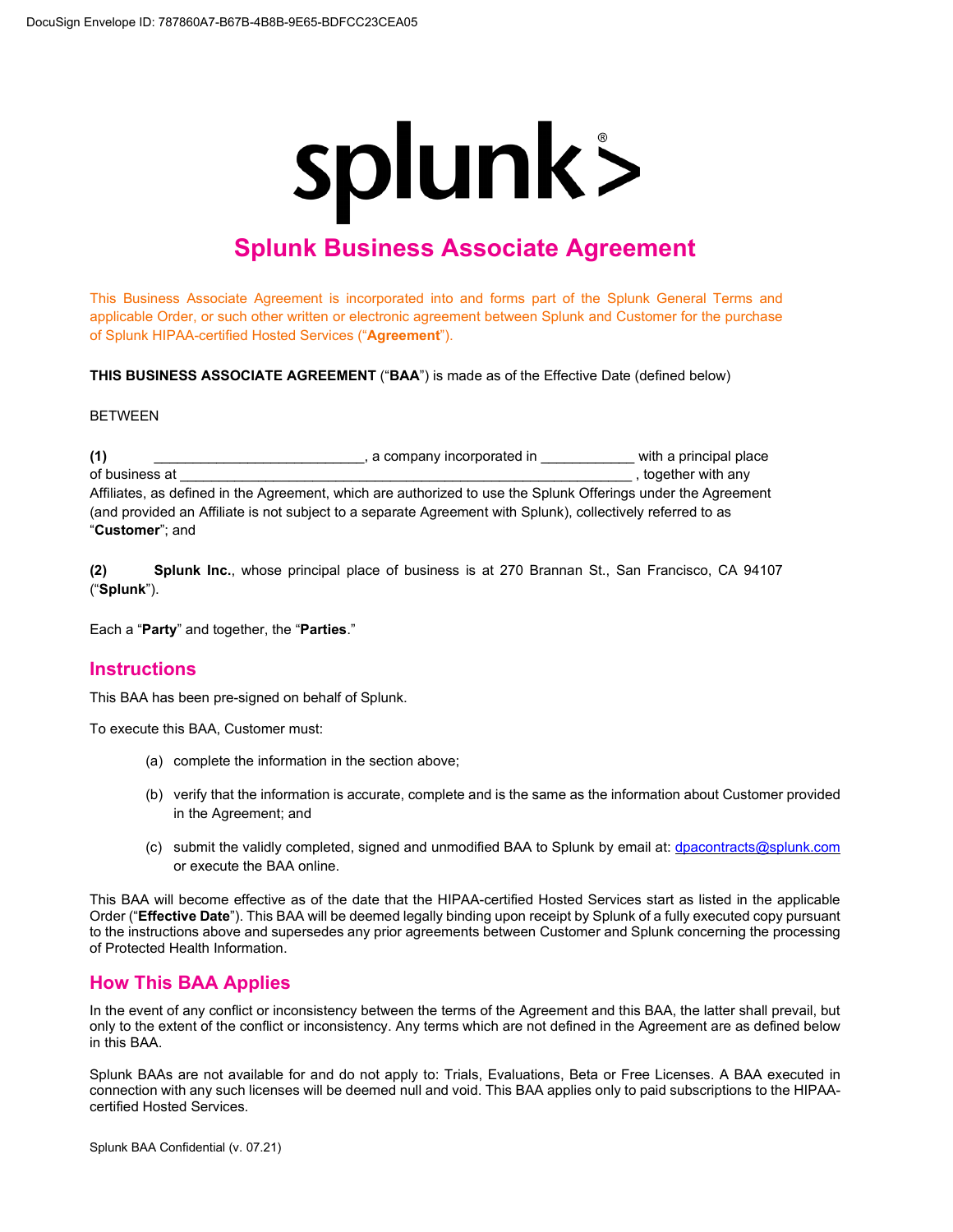# Splunk Business Associate Agreement

This Business Associate Agreement is incorporated into and forms part of the Splunk General Terms and applicable Order, or such other written or electronic agreement between Splunk and Customer for the purchase of Splunk HIPAA-certified Hosted Services ("**Agreement**").

**THIS BUSINESS ASSOCIATE AGREEMENT** ("**BAA**") is made as of the Effective Date (defined below)

BETWEEN

**(1)** ___________________________, a company incorporated in ____________ with a principal place of business at __________________________________________________________ , together with any Affiliates, as defined in the Agreement, which are authorized to use the Splunk Offerings under the Agreement (and provided an Affiliate is not subject to a separate Agreement with Splunk), collectively referred to as "**Customer**"; and

**(2)** **Splunk Inc.**, whose principal place of business is at 270 Brannan St., San Francisco, CA 94107 ("**Splunk**").

Each a "**Party**" and together, the "**Parties**."

## Instructions

This BAA has been pre-signed on behalf of Splunk.

To execute this BAA, Customer must:

(a) complete the information in the section above;

(b) verify that the information is accurate, complete and is the same as the information about Customer provided in the Agreement; and

(c) submit the validly completed, signed and unmodified BAA to Splunk by email at: dpacontracts@splunk.com or execute the BAA online.

This BAA will become effective as of the date that the HIPAA-certified Hosted Services start as listed in the applicable Order ("**Effective Date**"). This BAA will be deemed legally binding upon receipt by Splunk of a fully executed copy pursuant to the instructions above and supersedes any prior agreements between Customer and Splunk concerning the processing of Protected Health Information.

## How This BAA Applies

In the event of any conflict or inconsistency between the terms of the Agreement and this BAA, the latter shall prevail, but only to the extent of the conflict or inconsistency. Any terms which are not defined in the Agreement are as defined below in this BAA.

Splunk BAAs are not available for and do not apply to: Trials, Evaluations, Beta or Free Licenses. A BAA executed in connection with any such licenses will be deemed null and void. This BAA applies only to paid subscriptions to the HIPAA-certified Hosted Services.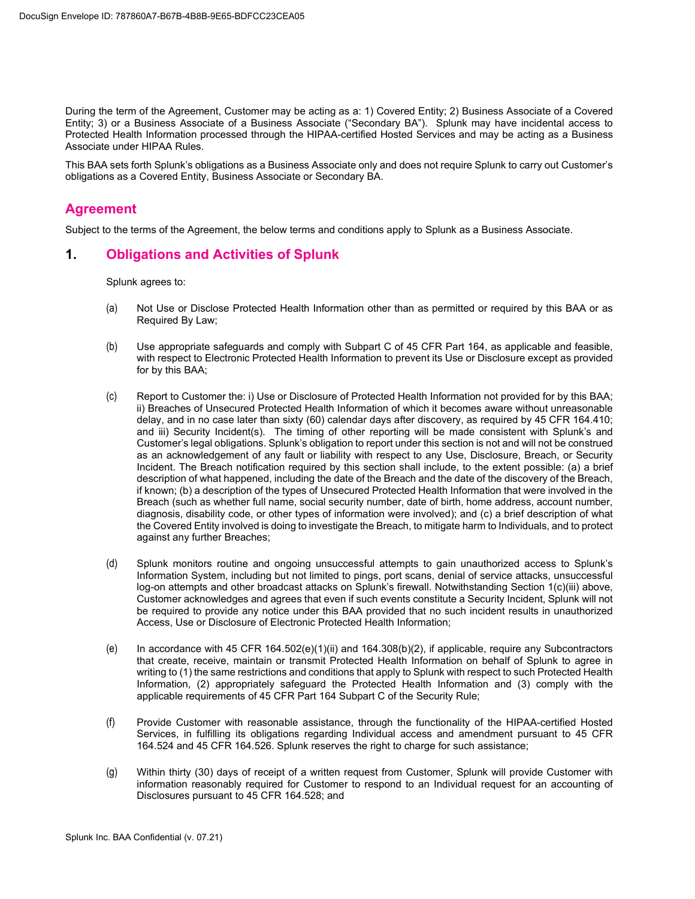During the term of the Agreement, Customer may be acting as a: 1) Covered Entity; 2) Business Associate of a Covered Entity; 3) or a Business Associate of a Business Associate ("Secondary BA"). Splunk may have incidental access to Protected Health Information processed through the HIPAA-certified Hosted Services and may be acting as a Business Associate under HIPAA Rules.

This BAA sets forth Splunk's obligations as a Business Associate only and does not require Splunk to carry out Customer's obligations as a Covered Entity, Business Associate or Secondary BA.

## Agreement

Subject to the terms of the Agreement, the below terms and conditions apply to Splunk as a Business Associate.

## 1. Obligations and Activities of Splunk

Splunk agrees to:

(a) Not Use or Disclose Protected Health Information other than as permitted or required by this BAA or as Required By Law;

(b) Use appropriate safeguards and comply with Subpart C of 45 CFR Part 164, as applicable and feasible, with respect to Electronic Protected Health Information to prevent its Use or Disclosure except as provided for by this BAA;

(c) Report to Customer the: i) Use or Disclosure of Protected Health Information not provided for by this BAA; ii) Breaches of Unsecured Protected Health Information of which it becomes aware without unreasonable delay, and in no case later than sixty (60) calendar days after discovery, as required by 45 CFR 164.410; and iii) Security Incident(s). The timing of other reporting will be made consistent with Splunk's and Customer's legal obligations. Splunk's obligation to report under this section is not and will not be construed as an acknowledgement of any fault or liability with respect to any Use, Disclosure, Breach, or Security Incident. The Breach notification required by this section shall include, to the extent possible: (a) a brief description of what happened, including the date of the Breach and the date of the discovery of the Breach, if known; (b) a description of the types of Unsecured Protected Health Information that were involved in the Breach (such as whether full name, social security number, date of birth, home address, account number, diagnosis, disability code, or other types of information were involved); and (c) a brief description of what the Covered Entity involved is doing to investigate the Breach, to mitigate harm to Individuals, and to protect against any further Breaches;

(d) Splunk monitors routine and ongoing unsuccessful attempts to gain unauthorized access to Splunk's Information System, including but not limited to pings, port scans, denial of service attacks, unsuccessful log-on attempts and other broadcast attacks on Splunk's firewall. Notwithstanding Section 1(c)(iii) above, Customer acknowledges and agrees that even if such events constitute a Security Incident, Splunk will not be required to provide any notice under this BAA provided that no such incident results in unauthorized Access, Use or Disclosure of Electronic Protected Health Information;

(e) In accordance with 45 CFR 164.502(e)(1)(ii) and 164.308(b)(2), if applicable, require any Subcontractors that create, receive, maintain or transmit Protected Health Information on behalf of Splunk to agree in writing to (1) the same restrictions and conditions that apply to Splunk with respect to such Protected Health Information, (2) appropriately safeguard the Protected Health Information and (3) comply with the applicable requirements of 45 CFR Part 164 Subpart C of the Security Rule;

(f) Provide Customer with reasonable assistance, through the functionality of the HIPAA-certified Hosted Services, in fulfilling its obligations regarding Individual access and amendment pursuant to 45 CFR 164.524 and 45 CFR 164.526. Splunk reserves the right to charge for such assistance;

(g) Within thirty (30) days of receipt of a written request from Customer, Splunk will provide Customer with information reasonably required for Customer to respond to an Individual request for an accounting of Disclosures pursuant to 45 CFR 164.528; and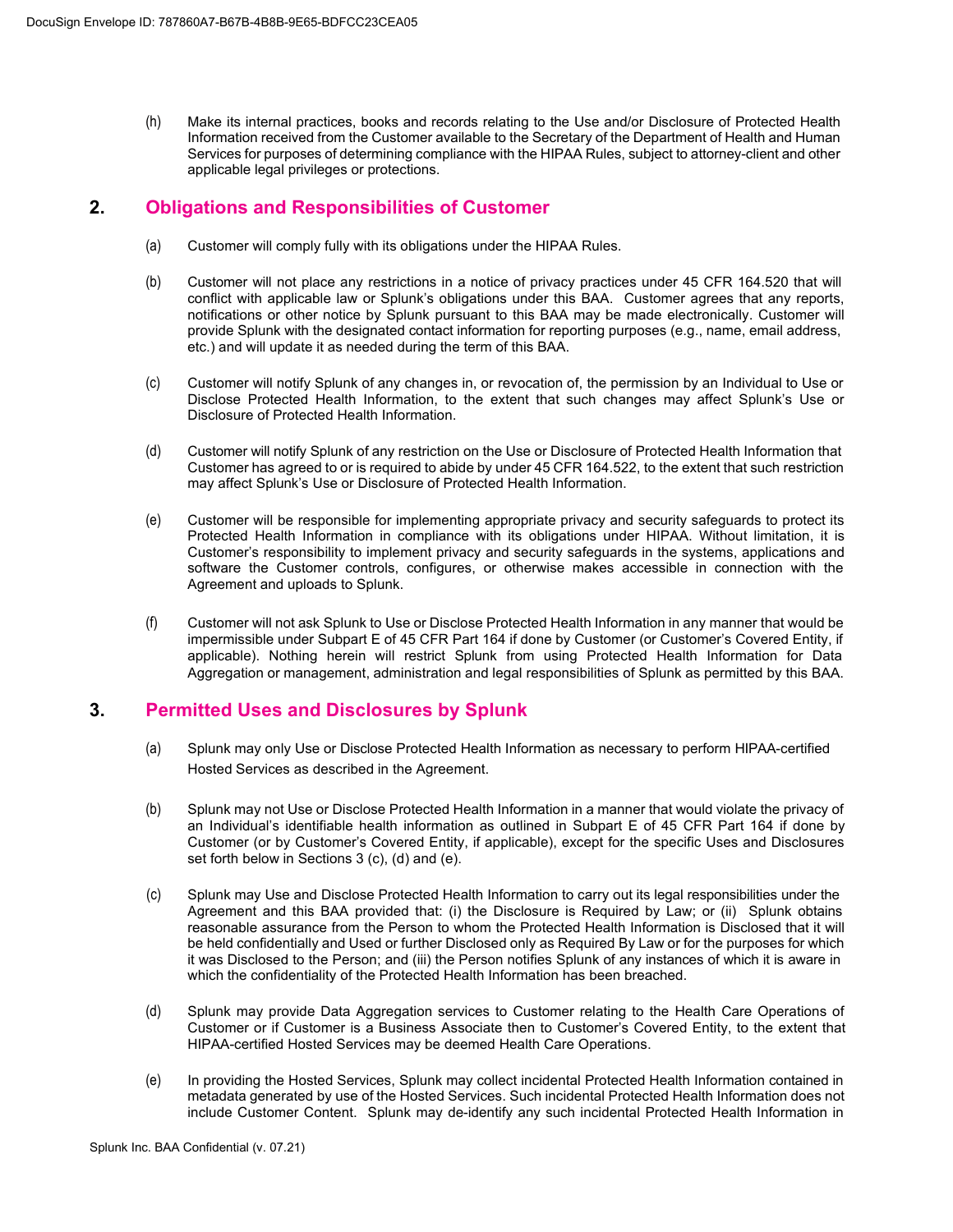(h) Make its internal practices, books and records relating to the Use and/or Disclosure of Protected Health Information received from the Customer available to the Secretary of the Department of Health and Human Services for purposes of determining compliance with the HIPAA Rules, subject to attorney-client and other applicable legal privileges or protections.

## 2. Obligations and Responsibilities of Customer

(a) Customer will comply fully with its obligations under the HIPAA Rules.

(b) Customer will not place any restrictions in a notice of privacy practices under 45 CFR 164.520 that will conflict with applicable law or Splunk's obligations under this BAA. Customer agrees that any reports, notifications or other notice by Splunk pursuant to this BAA may be made electronically. Customer will provide Splunk with the designated contact information for reporting purposes (e.g., name, email address, etc.) and will update it as needed during the term of this BAA.

(c) Customer will notify Splunk of any changes in, or revocation of, the permission by an Individual to Use or Disclose Protected Health Information, to the extent that such changes may affect Splunk's Use or Disclosure of Protected Health Information.

(d) Customer will notify Splunk of any restriction on the Use or Disclosure of Protected Health Information that Customer has agreed to or is required to abide by under 45 CFR 164.522, to the extent that such restriction may affect Splunk's Use or Disclosure of Protected Health Information.

(e) Customer will be responsible for implementing appropriate privacy and security safeguards to protect its Protected Health Information in compliance with its obligations under HIPAA. Without limitation, it is Customer's responsibility to implement privacy and security safeguards in the systems, applications and software the Customer controls, configures, or otherwise makes accessible in connection with the Agreement and uploads to Splunk.

(f) Customer will not ask Splunk to Use or Disclose Protected Health Information in any manner that would be impermissible under Subpart E of 45 CFR Part 164 if done by Customer (or Customer's Covered Entity, if applicable). Nothing herein will restrict Splunk from using Protected Health Information for Data Aggregation or management, administration and legal responsibilities of Splunk as permitted by this BAA.

## 3. Permitted Uses and Disclosures by Splunk

(a) Splunk may only Use or Disclose Protected Health Information as necessary to perform HIPAA-certified Hosted Services as described in the Agreement.

(b) Splunk may not Use or Disclose Protected Health Information in a manner that would violate the privacy of an Individual's identifiable health information as outlined in Subpart E of 45 CFR Part 164 if done by Customer (or by Customer's Covered Entity, if applicable), except for the specific Uses and Disclosures set forth below in Sections 3 (c), (d) and (e).

(c) Splunk may Use and Disclose Protected Health Information to carry out its legal responsibilities under the Agreement and this BAA provided that: (i) the Disclosure is Required by Law; or (ii) Splunk obtains reasonable assurance from the Person to whom the Protected Health Information is Disclosed that it will be held confidentially and Used or further Disclosed only as Required By Law or for the purposes for which it was Disclosed to the Person; and (iii) the Person notifies Splunk of any instances of which it is aware in which the confidentiality of the Protected Health Information has been breached.

(d) Splunk may provide Data Aggregation services to Customer relating to the Health Care Operations of Customer or if Customer is a Business Associate then to Customer's Covered Entity, to the extent that HIPAA-certified Hosted Services may be deemed Health Care Operations.

(e) In providing the Hosted Services, Splunk may collect incidental Protected Health Information contained in metadata generated by use of the Hosted Services. Such incidental Protected Health Information does not include Customer Content. Splunk may de-identify any such incidental Protected Health Information in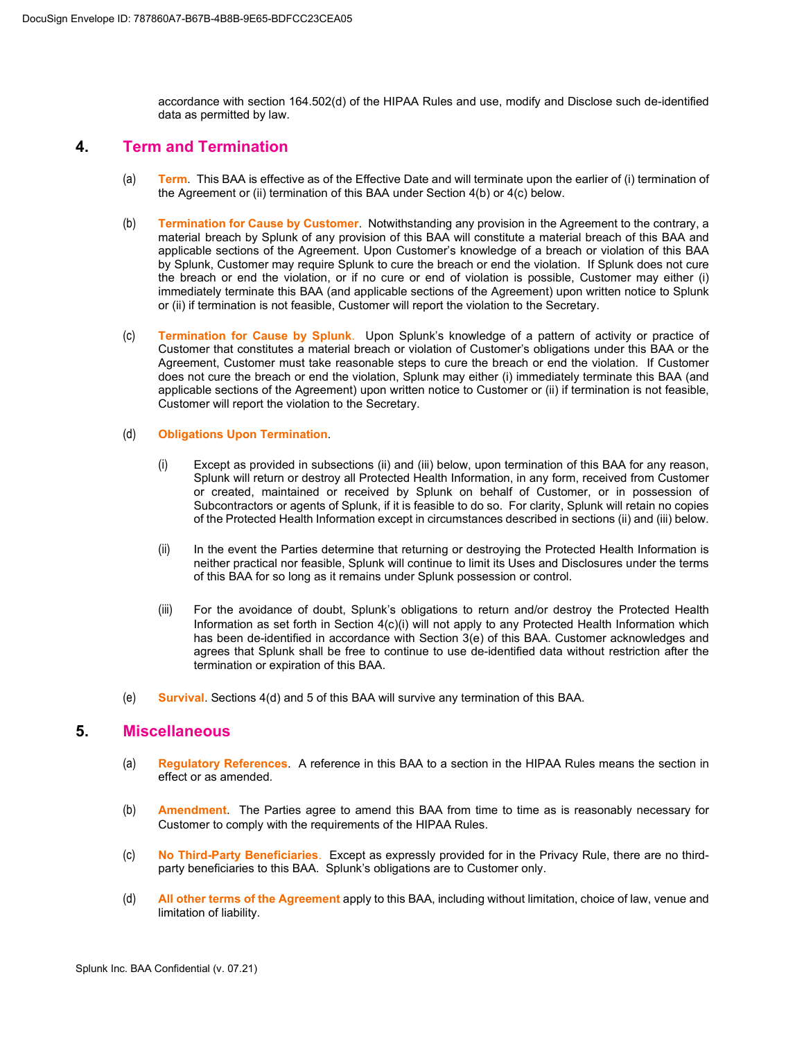accordance with section 164.502(d) of the HIPAA Rules and use, modify and Disclose such de-identified data as permitted by law.

## 4. Term and Termination

(a) **Term**. This BAA is effective as of the Effective Date and will terminate upon the earlier of (i) termination of the Agreement or (ii) termination of this BAA under Section 4(b) or 4(c) below.

(b) **Termination for Cause by Customer**. Notwithstanding any provision in the Agreement to the contrary, a material breach by Splunk of any provision of this BAA will constitute a material breach of this BAA and applicable sections of the Agreement. Upon Customer's knowledge of a breach or violation of this BAA by Splunk, Customer may require Splunk to cure the breach or end the violation. If Splunk does not cure the breach or end the violation, or if no cure or end of violation is possible, Customer may either (i) immediately terminate this BAA (and applicable sections of the Agreement) upon written notice to Splunk or (ii) if termination is not feasible, Customer will report the violation to the Secretary.

(c) **Termination for Cause by Splunk**. Upon Splunk's knowledge of a pattern of activity or practice of Customer that constitutes a material breach or violation of Customer's obligations under this BAA or the Agreement, Customer must take reasonable steps to cure the breach or end the violation. If Customer does not cure the breach or end the violation, Splunk may either (i) immediately terminate this BAA (and applicable sections of the Agreement) upon written notice to Customer or (ii) if termination is not feasible, Customer will report the violation to the Secretary.

(d) **Obligations Upon Termination**.

(i) Except as provided in subsections (ii) and (iii) below, upon termination of this BAA for any reason, Splunk will return or destroy all Protected Health Information, in any form, received from Customer or created, maintained or received by Splunk on behalf of Customer, or in possession of Subcontractors or agents of Splunk, if it is feasible to do so. For clarity, Splunk will retain no copies of the Protected Health Information except in circumstances described in sections (ii) and (iii) below.

(ii) In the event the Parties determine that returning or destroying the Protected Health Information is neither practical nor feasible, Splunk will continue to limit its Uses and Disclosures under the terms of this BAA for so long as it remains under Splunk possession or control.

(iii) For the avoidance of doubt, Splunk's obligations to return and/or destroy the Protected Health Information as set forth in Section 4(c)(i) will not apply to any Protected Health Information which has been de-identified in accordance with Section 3(e) of this BAA. Customer acknowledges and agrees that Splunk shall be free to continue to use de-identified data without restriction after the termination or expiration of this BAA.

(e) **Survival**. Sections 4(d) and 5 of this BAA will survive any termination of this BAA.

## 5. Miscellaneous

(a) **Regulatory References**. A reference in this BAA to a section in the HIPAA Rules means the section in effect or as amended.

(b) **Amendment**. The Parties agree to amend this BAA from time to time as is reasonably necessary for Customer to comply with the requirements of the HIPAA Rules.

(c) **No Third-Party Beneficiaries**. Except as expressly provided for in the Privacy Rule, there are no third-party beneficiaries to this BAA. Splunk's obligations are to Customer only.

(d) **All other terms of the Agreement** apply to this BAA, including without limitation, choice of law, venue and limitation of liability.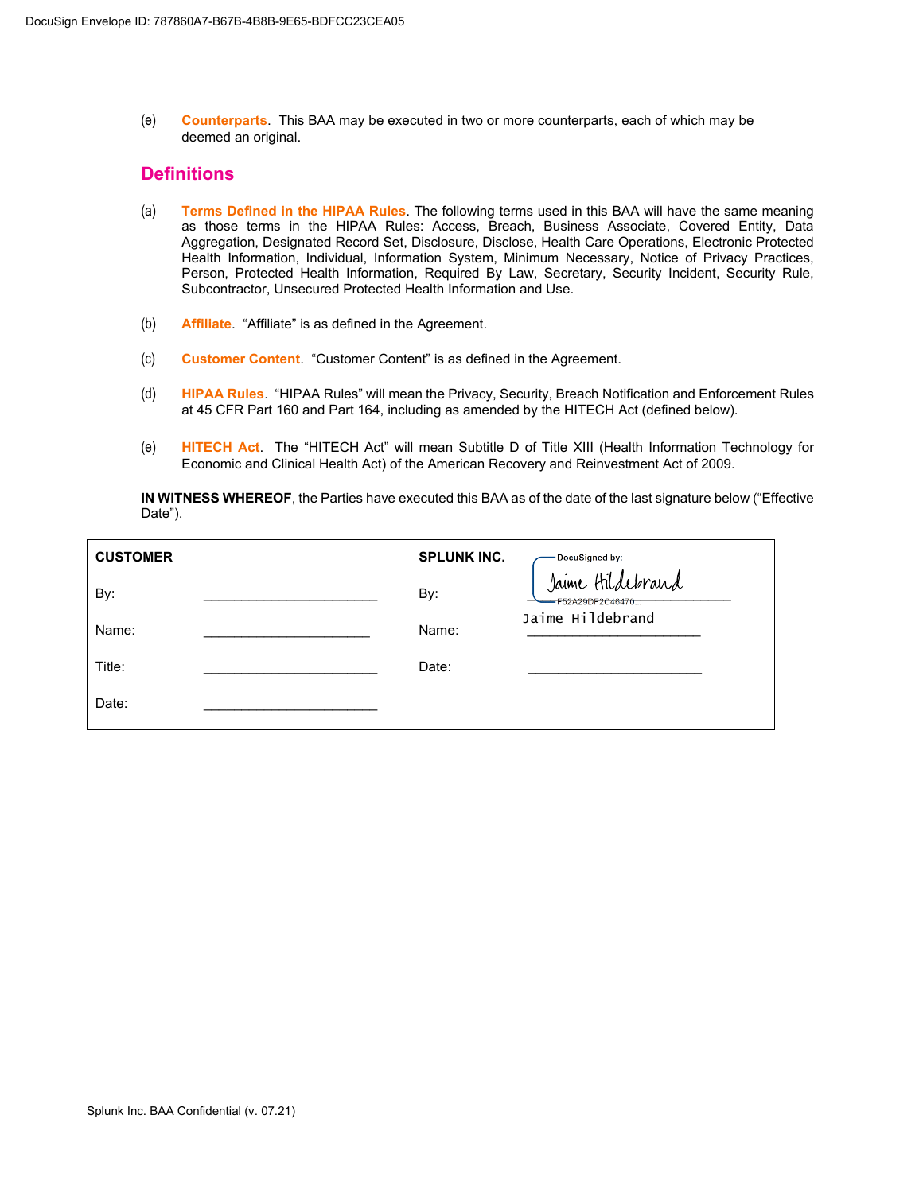(e) **Counterparts**. This BAA may be executed in two or more counterparts, each of which may be deemed an original.

## Definitions

(a) **Terms Defined in the HIPAA Rules**. The following terms used in this BAA will have the same meaning as those terms in the HIPAA Rules: Access, Breach, Business Associate, Covered Entity, Data Aggregation, Designated Record Set, Disclosure, Disclose, Health Care Operations, Electronic Protected Health Information, Individual, Information System, Minimum Necessary, Notice of Privacy Practices, Person, Protected Health Information, Required By Law, Secretary, Security Incident, Security Rule, Subcontractor, Unsecured Protected Health Information and Use.

(b) **Affiliate**. "Affiliate" is as defined in the Agreement.

(c) **Customer Content**. "Customer Content" is as defined in the Agreement.

(d) **HIPAA Rules**. "HIPAA Rules" will mean the Privacy, Security, Breach Notification and Enforcement Rules at 45 CFR Part 160 and Part 164, including as amended by the HITECH Act (defined below).

(e) **HITECH Act**. The "HITECH Act" will mean Subtitle D of Title XIII (Health Information Technology for Economic and Clinical Health Act) of the American Recovery and Reinvestment Act of 2009.

**IN WITNESS WHEREOF**, the Parties have executed this BAA as of the date of the last signature below ("Effective Date").

| **CUSTOMER** | | **SPLUNK INC.** | |
|---|---|---|---|
| By: | _______________________ | By: | DocuSigned by: Jaime Hildebrand F52A29DF2C46470... |
| Name: | _______________________ | Name: | Jaime Hildebrand |
| Title: | _______________________ | Date: | _______________________ |
| Date: | _______________________ | | |